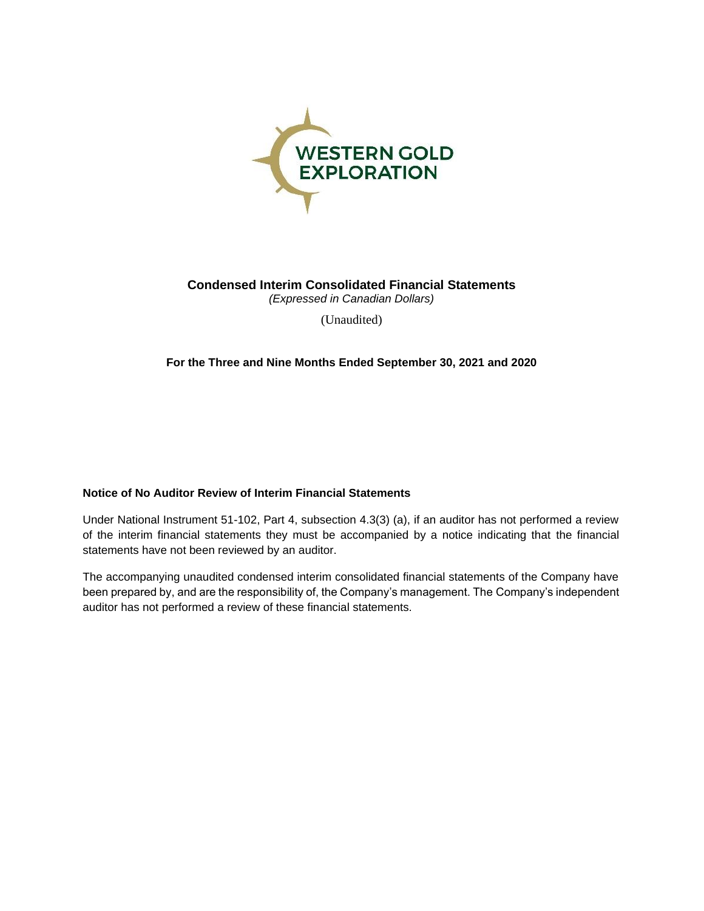WESTERN GOLD EXPLORATION

# Condensed Interim Consolidated Financial Statements

*(Expressed in Canadian Dollars)*

(Unaudited)

**For the Three and Nine Months Ended September 30, 2021 and 2020**

**Notice of No Auditor Review of Interim Financial Statements**

Under National Instrument 51-102, Part 4, subsection 4.3(3) (a), if an auditor has not performed a review of the interim financial statements they must be accompanied by a notice indicating that the financial statements have not been reviewed by an auditor.

The accompanying unaudited condensed interim consolidated financial statements of the Company have been prepared by, and are the responsibility of, the Company's management. The Company's independent auditor has not performed a review of these financial statements.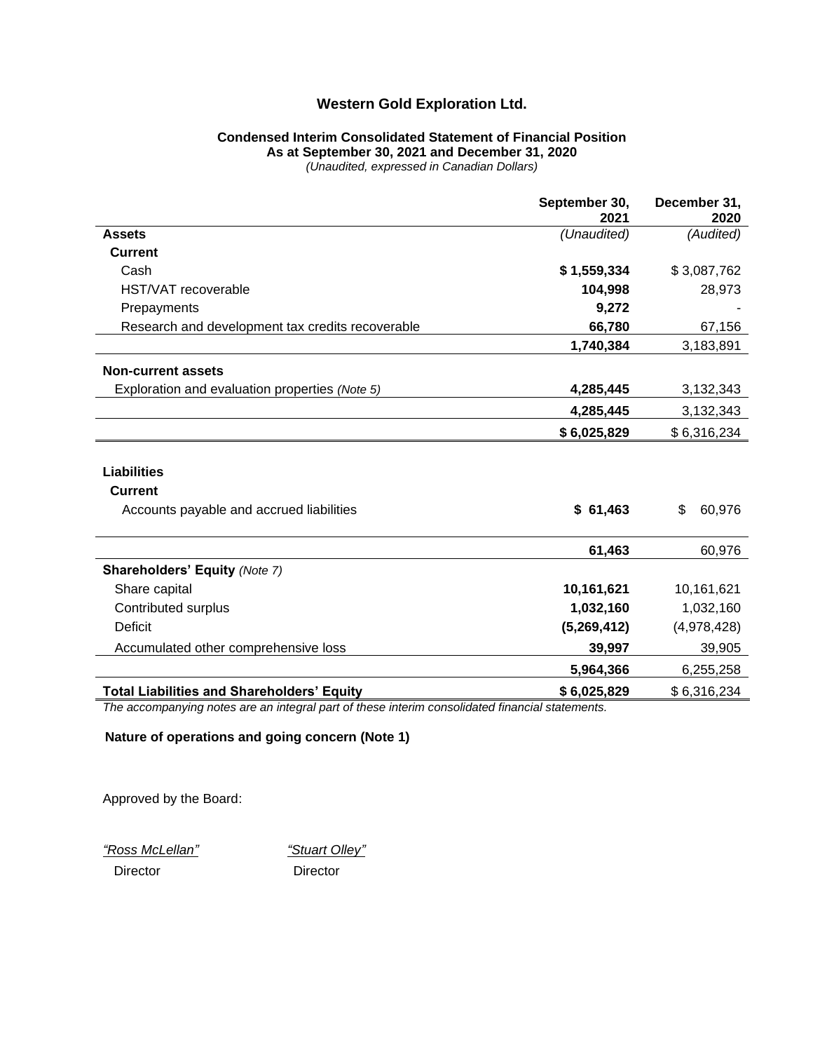# Western Gold Exploration Ltd.

**Condensed Interim Consolidated Statement of Financial Position**
**As at September 30, 2021 and December 31, 2020**
*(Unaudited, expressed in Canadian Dollars)*

| | September 30, 2021 | December 31, 2020 |
|---|---|---|
| **Assets** | *(Unaudited)* | *(Audited)* |
| **Current** | | |
| Cash | **$ 1,559,334** | $ 3,087,762 |
| HST/VAT recoverable | **104,998** | 28,973 |
| Prepayments | **9,272** | - |
| Research and development tax credits recoverable | **66,780** | 67,156 |
| | **1,740,384** | 3,183,891 |
| **Non-current assets** | | |
| Exploration and evaluation properties *(Note 5)* | **4,285,445** | 3,132,343 |
| | **4,285,445** | 3,132,343 |
| | **$ 6,025,829** | $ 6,316,234 |
| | | |
| **Liabilities** | | |
| **Current** | | |
| Accounts payable and accrued liabilities | **$ 61,463** | $ 60,976 |
| | **61,463** | 60,976 |
| **Shareholders' Equity** *(Note 7)* | | |
| Share capital | **10,161,621** | 10,161,621 |
| Contributed surplus | **1,032,160** | 1,032,160 |
| Deficit | **(5,269,412)** | (4,978,428) |
| Accumulated other comprehensive loss | **39,997** | 39,905 |
| | **5,964,366** | 6,255,258 |
| **Total Liabilities and Shareholders' Equity** | **$ 6,025,829** | $ 6,316,234 |

*The accompanying notes are an integral part of these interim consolidated financial statements.*

**Nature of operations and going concern (Note 1)**

Approved by the Board:

*"Ross McLellan"* Director

*"Stuart Olley"* Director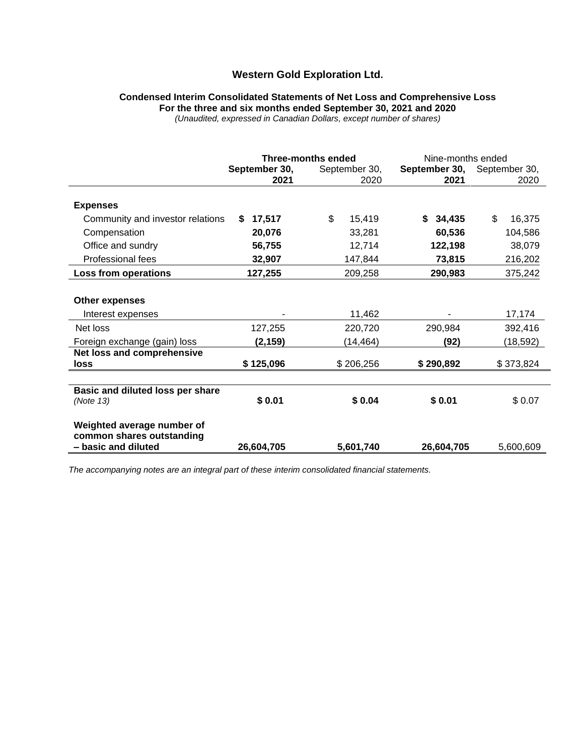**Western Gold Exploration Ltd.**

**Condensed Interim Consolidated Statements of Net Loss and Comprehensive Loss**
**For the three and six months ended September 30, 2021 and 2020**
*(Unaudited, expressed in Canadian Dollars, except number of shares)*

| | **Three-months ended** | | Nine-months ended | |
|---|---|---|---|---|
| | **September 30, 2021** | September 30, 2020 | **September 30, 2021** | September 30, 2020 |
| **Expenses** | | | | |
| Community and investor relations | **$ 17,517** | $ 15,419 | **$ 34,435** | $ 16,375 |
| Compensation | **20,076** | 33,281 | **60,536** | 104,586 |
| Office and sundry | **56,755** | 12,714 | **122,198** | 38,079 |
| Professional fees | **32,907** | 147,844 | **73,815** | 216,202 |
| **Loss from operations** | **127,255** | 209,258 | **290,983** | 375,242 |
| **Other expenses** | | | | |
| Interest expenses | - | 11,462 | - | 17,174 |
| Net loss | 127,255 | 220,720 | 290,984 | 392,416 |
| Foreign exchange (gain) loss | **(2,159)** | (14,464) | **(92)** | (18,592) |
| **Net loss and comprehensive loss** | **$ 125,096** | $ 206,256 | **$ 290,892** | $ 373,824 |
| **Basic and diluted loss per share** *(Note 13)* | **$ 0.01** | **$ 0.04** | **$ 0.01** | $ 0.07 |
| **Weighted average number of common shares outstanding – basic and diluted** | **26,604,705** | **5,601,740** | **26,604,705** | 5,600,609 |

*The accompanying notes are an integral part of these interim consolidated financial statements.*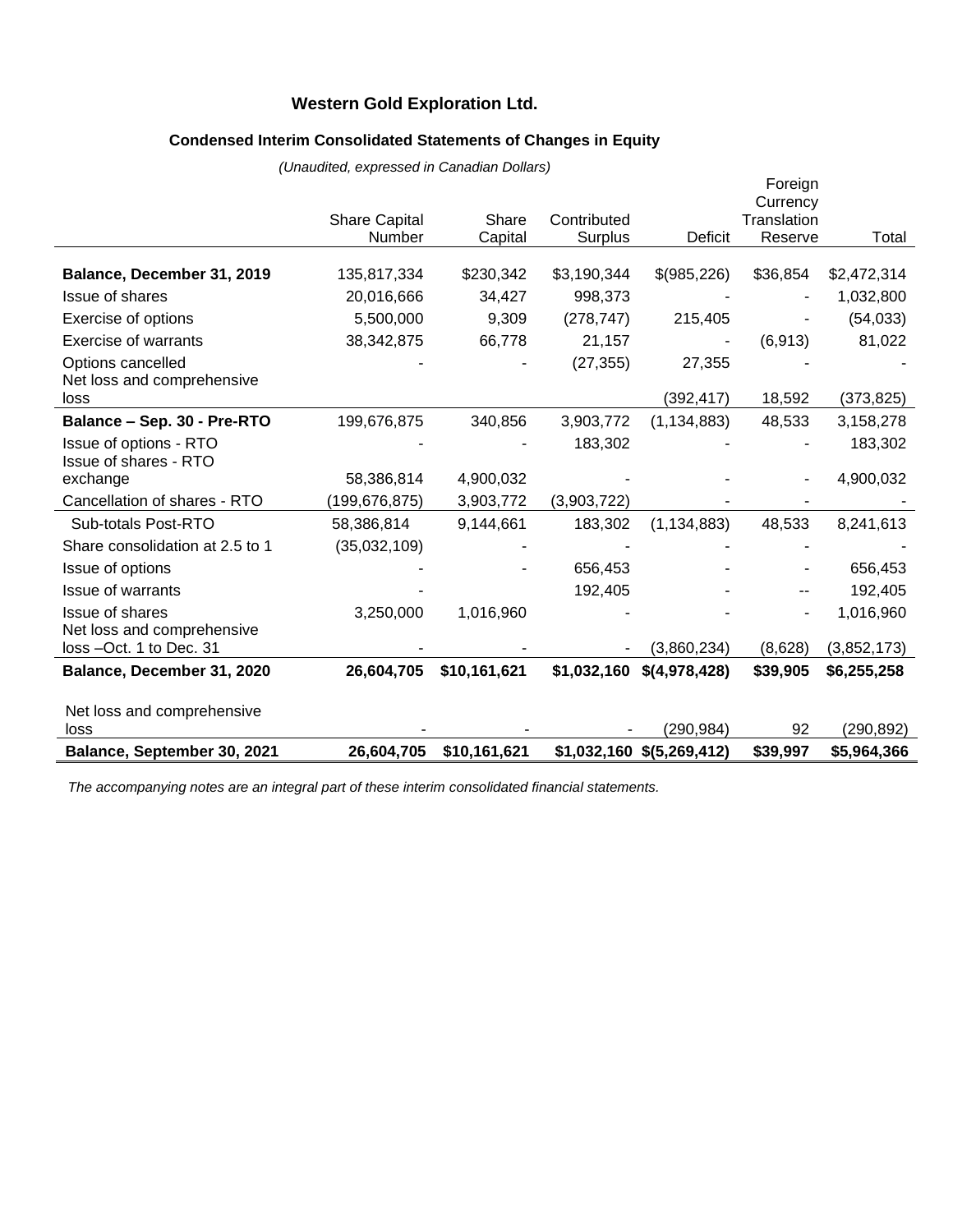# Western Gold Exploration Ltd.

## Condensed Interim Consolidated Statements of Changes in Equity

*(Unaudited, expressed in Canadian Dollars)*

| | Share Capital Number | Share Capital | Contributed Surplus | Deficit | Foreign Currency Translation Reserve | Total |
|---|---|---|---|---|---|---|
| **Balance, December 31, 2019** | 135,817,334 | $230,342 | $3,190,344 | $(985,226) | $36,854 | $2,472,314 |
| Issue of shares | 20,016,666 | 34,427 | 998,373 | - | - | 1,032,800 |
| Exercise of options | 5,500,000 | 9,309 | (278,747) | 215,405 | - | (54,033) |
| Exercise of warrants | 38,342,875 | 66,778 | 21,157 | - | (6,913) | 81,022 |
| Options cancelled | - | - | (27,355) | 27,355 | - | - |
| Net loss and comprehensive loss | | | | (392,417) | 18,592 | (373,825) |
| **Balance – Sep. 30 - Pre-RTO** | 199,676,875 | 340,856 | 3,903,772 | (1,134,883) | 48,533 | 3,158,278 |
| Issue of options - RTO | - | - | 183,302 | - | - | 183,302 |
| Issue of shares - RTO exchange | 58,386,814 | 4,900,032 | - | - | - | 4,900,032 |
| Cancellation of shares - RTO | (199,676,875) | 3,903,772 | (3,903,722) | - | - | - |
| Sub-totals Post-RTO | 58,386,814 | 9,144,661 | 183,302 | (1,134,883) | 48,533 | 8,241,613 |
| Share consolidation at 2.5 to 1 | (35,032,109) | - | - | - | - | - |
| Issue of options | - | - | 656,453 | - | - | 656,453 |
| Issue of warrants | - | - | 192,405 | - | -- | 192,405 |
| Issue of shares | 3,250,000 | 1,016,960 | - | - | - | 1,016,960 |
| Net loss and comprehensive loss –Oct. 1 to Dec. 31 | - | - | - | (3,860,234) | (8,628) | (3,852,173) |
| **Balance, December 31, 2020** | **26,604,705** | **$10,161,621** | **$1,032,160** | **$(4,978,428)** | **$39,905** | **$6,255,258** |
| Net loss and comprehensive loss | - | - | - | (290,984) | 92 | (290,892) |
| **Balance, September 30, 2021** | **26,604,705** | **$10,161,621** | **$1,032,160** | **$(5,269,412)** | **$39,997** | **$5,964,366** |

*The accompanying notes are an integral part of these interim consolidated financial statements.*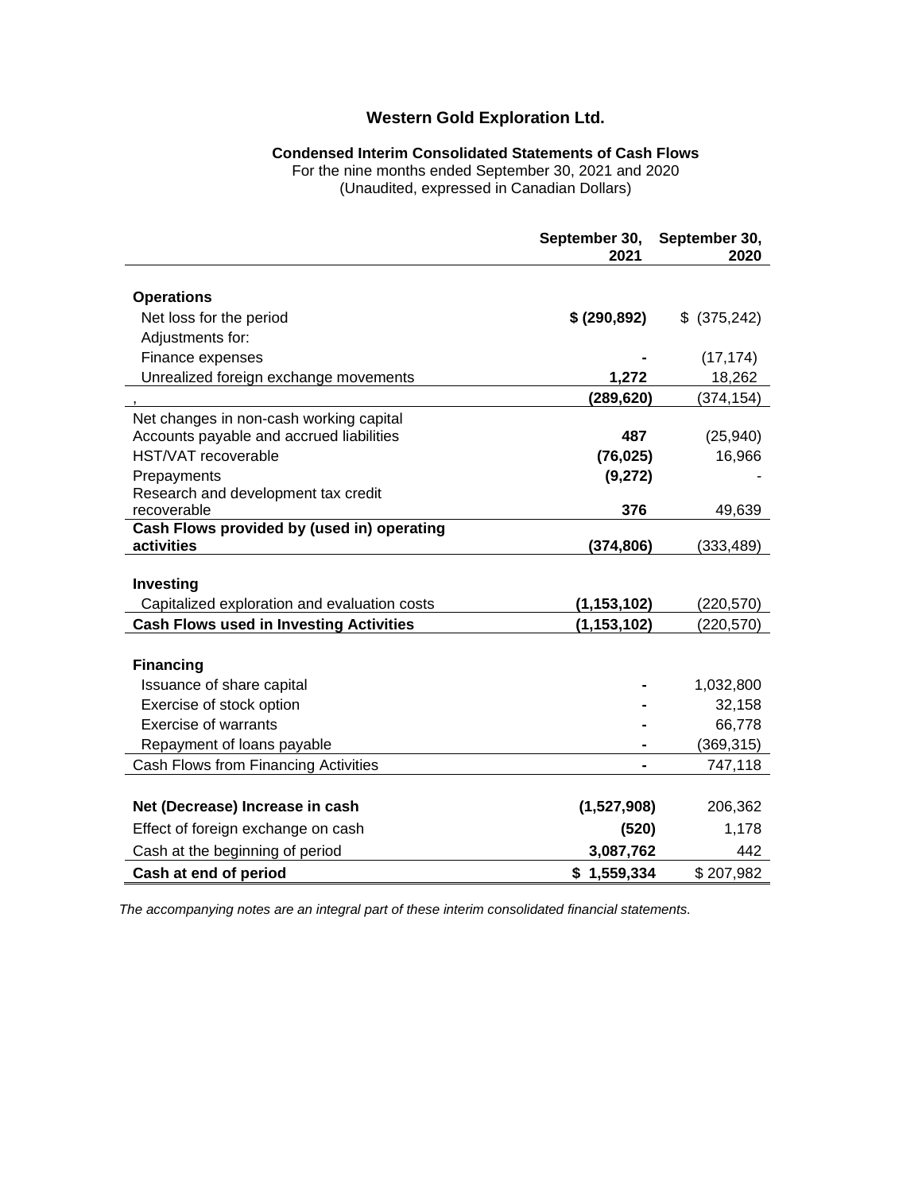# Western Gold Exploration Ltd.

## Condensed Interim Consolidated Statements of Cash Flows

For the nine months ended September 30, 2021 and 2020
(Unaudited, expressed in Canadian Dollars)

| | September 30, 2021 | September 30, 2020 |
|---|---|---|
| **Operations** | | |
| Net loss for the period | **$ (290,892)** | $ (375,242) |
| Adjustments for: | | |
| Finance expenses | **-** | (17,174) |
| Unrealized foreign exchange movements | **1,272** | 18,262 |
| , | **(289,620)** | (374,154) |
| Net changes in non-cash working capital | | |
| Accounts payable and accrued liabilities | **487** | (25,940) |
| HST/VAT recoverable | **(76,025)** | 16,966 |
| Prepayments | **(9,272)** | - |
| Research and development tax credit recoverable | **376** | 49,639 |
| **Cash Flows provided by (used in) operating activities** | **(374,806)** | (333,489) |
| **Investing** | | |
| Capitalized exploration and evaluation costs | **(1,153,102)** | (220,570) |
| **Cash Flows used in Investing Activities** | **(1,153,102)** | (220,570) |
| **Financing** | | |
| Issuance of share capital | **-** | 1,032,800 |
| Exercise of stock option | **-** | 32,158 |
| Exercise of warrants | **-** | 66,778 |
| Repayment of loans payable | **-** | (369,315) |
| Cash Flows from Financing Activities | **-** | 747,118 |
| **Net (Decrease) Increase in cash** | **(1,527,908)** | 206,362 |
| Effect of foreign exchange on cash | **(520)** | 1,178 |
| Cash at the beginning of period | **3,087,762** | 442 |
| **Cash at end of period** | **$ 1,559,334** | $ 207,982 |

*The accompanying notes are an integral part of these interim consolidated financial statements.*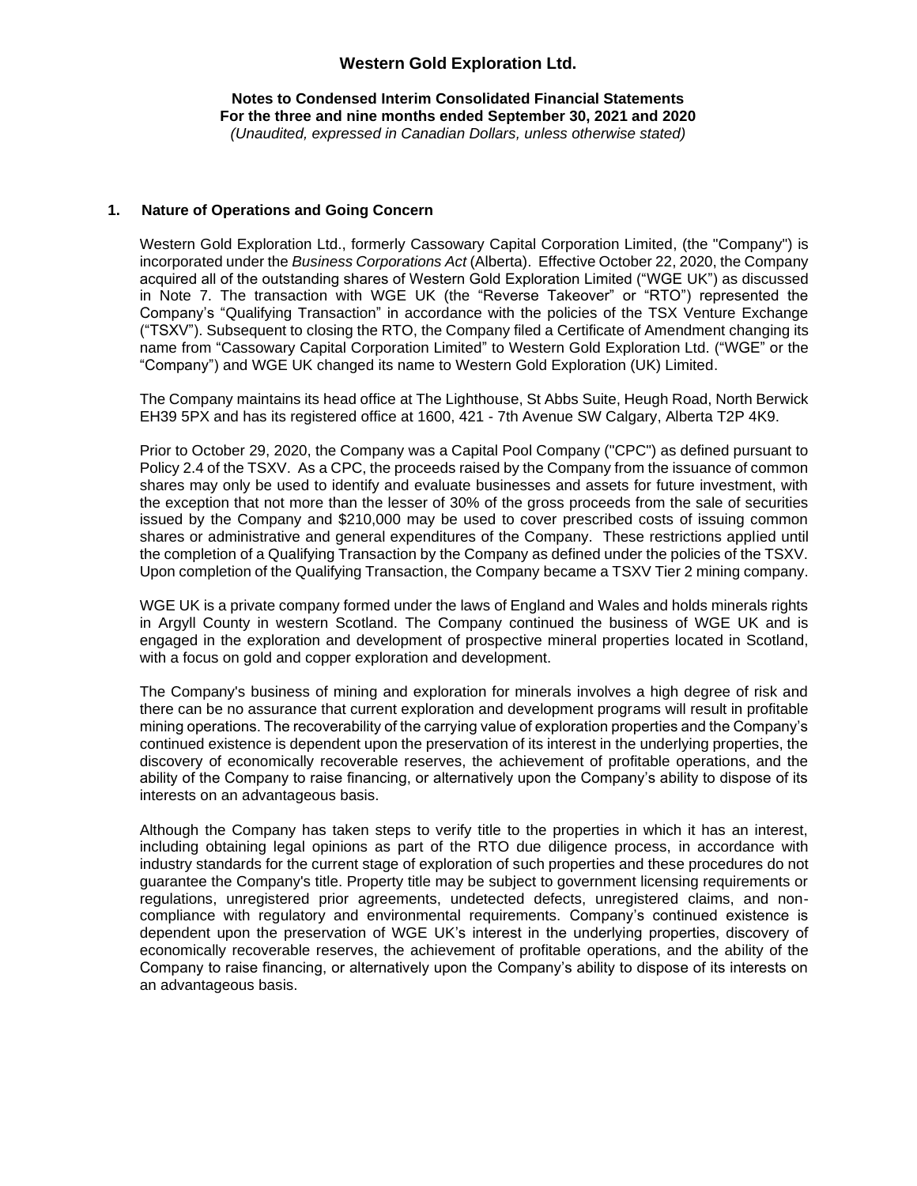**Western Gold Exploration Ltd.**

**Notes to Condensed Interim Consolidated Financial Statements**
**For the three and nine months ended September 30, 2021 and 2020**
*(Unaudited, expressed in Canadian Dollars, unless otherwise stated)*

## 1. Nature of Operations and Going Concern

Western Gold Exploration Ltd., formerly Cassowary Capital Corporation Limited, (the "Company") is incorporated under the *Business Corporations Act* (Alberta). Effective October 22, 2020, the Company acquired all of the outstanding shares of Western Gold Exploration Limited ("WGE UK") as discussed in Note 7. The transaction with WGE UK (the "Reverse Takeover" or "RTO") represented the Company's "Qualifying Transaction" in accordance with the policies of the TSX Venture Exchange ("TSXV"). Subsequent to closing the RTO, the Company filed a Certificate of Amendment changing its name from "Cassowary Capital Corporation Limited" to Western Gold Exploration Ltd. ("WGE" or the "Company") and WGE UK changed its name to Western Gold Exploration (UK) Limited.

The Company maintains its head office at The Lighthouse, St Abbs Suite, Heugh Road, North Berwick EH39 5PX and has its registered office at 1600, 421 - 7th Avenue SW Calgary, Alberta T2P 4K9.

Prior to October 29, 2020, the Company was a Capital Pool Company ("CPC") as defined pursuant to Policy 2.4 of the TSXV. As a CPC, the proceeds raised by the Company from the issuance of common shares may only be used to identify and evaluate businesses and assets for future investment, with the exception that not more than the lesser of 30% of the gross proceeds from the sale of securities issued by the Company and $210,000 may be used to cover prescribed costs of issuing common shares or administrative and general expenditures of the Company. These restrictions applied until the completion of a Qualifying Transaction by the Company as defined under the policies of the TSXV. Upon completion of the Qualifying Transaction, the Company became a TSXV Tier 2 mining company.

WGE UK is a private company formed under the laws of England and Wales and holds minerals rights in Argyll County in western Scotland. The Company continued the business of WGE UK and is engaged in the exploration and development of prospective mineral properties located in Scotland, with a focus on gold and copper exploration and development.

The Company's business of mining and exploration for minerals involves a high degree of risk and there can be no assurance that current exploration and development programs will result in profitable mining operations. The recoverability of the carrying value of exploration properties and the Company's continued existence is dependent upon the preservation of its interest in the underlying properties, the discovery of economically recoverable reserves, the achievement of profitable operations, and the ability of the Company to raise financing, or alternatively upon the Company's ability to dispose of its interests on an advantageous basis.

Although the Company has taken steps to verify title to the properties in which it has an interest, including obtaining legal opinions as part of the RTO due diligence process, in accordance with industry standards for the current stage of exploration of such properties and these procedures do not guarantee the Company's title. Property title may be subject to government licensing requirements or regulations, unregistered prior agreements, undetected defects, unregistered claims, and non-compliance with regulatory and environmental requirements. Company's continued existence is dependent upon the preservation of WGE UK's interest in the underlying properties, discovery of economically recoverable reserves, the achievement of profitable operations, and the ability of the Company to raise financing, or alternatively upon the Company's ability to dispose of its interests on an advantageous basis.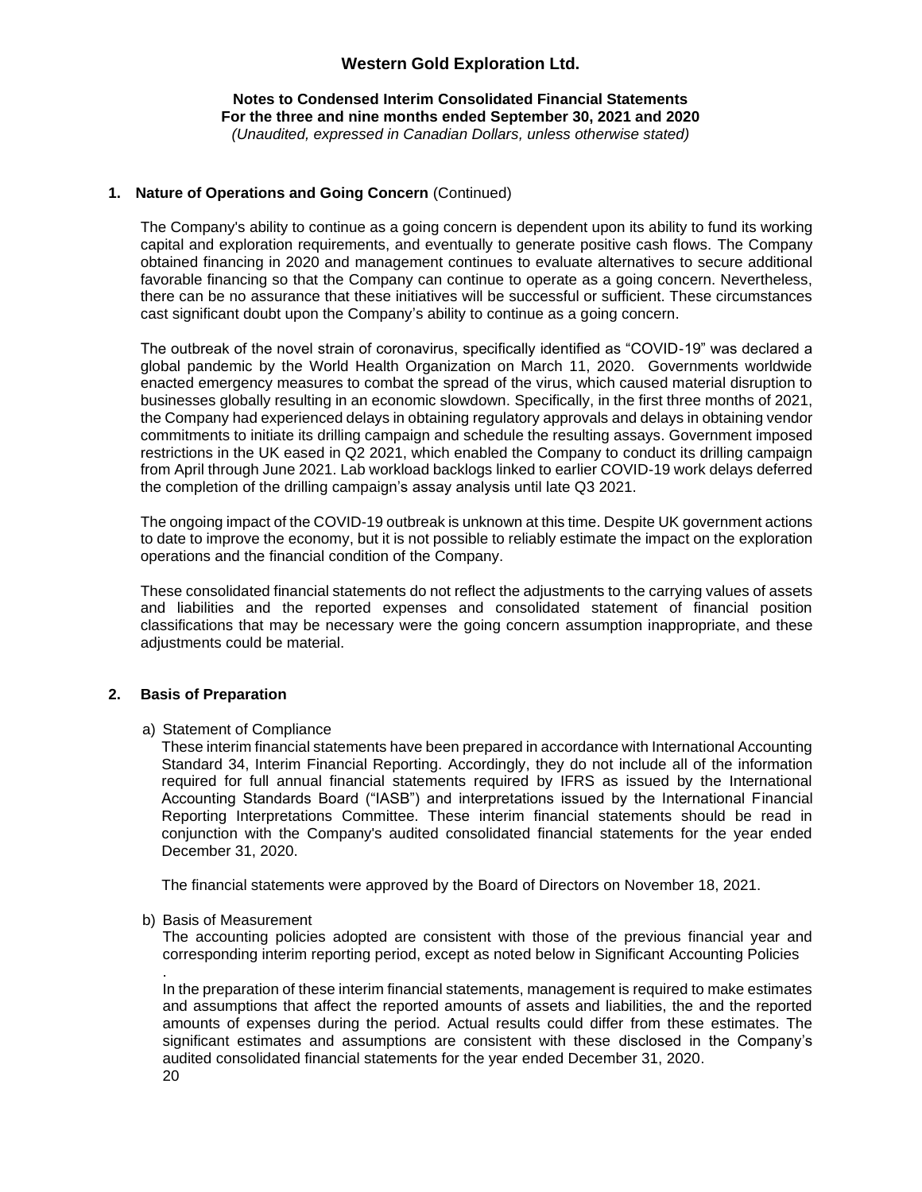## 1. Nature of Operations and Going Concern (Continued)

The Company's ability to continue as a going concern is dependent upon its ability to fund its working capital and exploration requirements, and eventually to generate positive cash flows. The Company obtained financing in 2020 and management continues to evaluate alternatives to secure additional favorable financing so that the Company can continue to operate as a going concern. Nevertheless, there can be no assurance that these initiatives will be successful or sufficient. These circumstances cast significant doubt upon the Company's ability to continue as a going concern.

The outbreak of the novel strain of coronavirus, specifically identified as "COVID-19" was declared a global pandemic by the World Health Organization on March 11, 2020. Governments worldwide enacted emergency measures to combat the spread of the virus, which caused material disruption to businesses globally resulting in an economic slowdown. Specifically, in the first three months of 2021, the Company had experienced delays in obtaining regulatory approvals and delays in obtaining vendor commitments to initiate its drilling campaign and schedule the resulting assays. Government imposed restrictions in the UK eased in Q2 2021, which enabled the Company to conduct its drilling campaign from April through June 2021. Lab workload backlogs linked to earlier COVID-19 work delays deferred the completion of the drilling campaign's assay analysis until late Q3 2021.

The ongoing impact of the COVID-19 outbreak is unknown at this time. Despite UK government actions to date to improve the economy, but it is not possible to reliably estimate the impact on the exploration operations and the financial condition of the Company.

These consolidated financial statements do not reflect the adjustments to the carrying values of assets and liabilities and the reported expenses and consolidated statement of financial position classifications that may be necessary were the going concern assumption inappropriate, and these adjustments could be material.

## 2. Basis of Preparation

a) Statement of Compliance

These interim financial statements have been prepared in accordance with International Accounting Standard 34, Interim Financial Reporting. Accordingly, they do not include all of the information required for full annual financial statements required by IFRS as issued by the International Accounting Standards Board ("IASB") and interpretations issued by the International Financial Reporting Interpretations Committee. These interim financial statements should be read in conjunction with the Company's audited consolidated financial statements for the year ended December 31, 2020.

The financial statements were approved by the Board of Directors on November 18, 2021.

b) Basis of Measurement

The accounting policies adopted are consistent with those of the previous financial year and corresponding interim reporting period, except as noted below in Significant Accounting Policies
.

In the preparation of these interim financial statements, management is required to make estimates and assumptions that affect the reported amounts of assets and liabilities, the and the reported amounts of expenses during the period. Actual results could differ from these estimates. The significant estimates and assumptions are consistent with these disclosed in the Company's audited consolidated financial statements for the year ended December 31, 2020.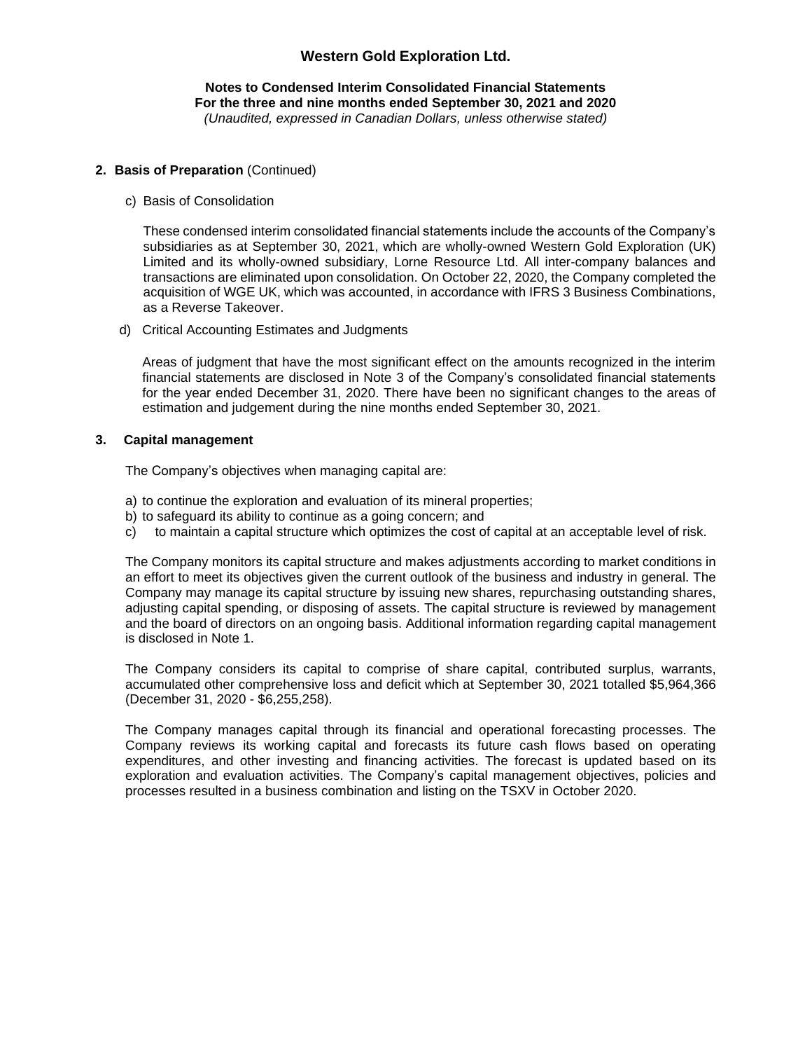## 2. Basis of Preparation (Continued)

c) Basis of Consolidation

These condensed interim consolidated financial statements include the accounts of the Company's subsidiaries as at September 30, 2021, which are wholly-owned Western Gold Exploration (UK) Limited and its wholly-owned subsidiary, Lorne Resource Ltd. All inter-company balances and transactions are eliminated upon consolidation. On October 22, 2020, the Company completed the acquisition of WGE UK, which was accounted, in accordance with IFRS 3 Business Combinations, as a Reverse Takeover.

d) Critical Accounting Estimates and Judgments

Areas of judgment that have the most significant effect on the amounts recognized in the interim financial statements are disclosed in Note 3 of the Company's consolidated financial statements for the year ended December 31, 2020. There have been no significant changes to the areas of estimation and judgement during the nine months ended September 30, 2021.

## 3. Capital management

The Company's objectives when managing capital are:

a) to continue the exploration and evaluation of its mineral properties;
b) to safeguard its ability to continue as a going concern; and
c) to maintain a capital structure which optimizes the cost of capital at an acceptable level of risk.

The Company monitors its capital structure and makes adjustments according to market conditions in an effort to meet its objectives given the current outlook of the business and industry in general. The Company may manage its capital structure by issuing new shares, repurchasing outstanding shares, adjusting capital spending, or disposing of assets. The capital structure is reviewed by management and the board of directors on an ongoing basis. Additional information regarding capital management is disclosed in Note 1.

The Company considers its capital to comprise of share capital, contributed surplus, warrants, accumulated other comprehensive loss and deficit which at September 30, 2021 totalled $5,964,366 (December 31, 2020 - $6,255,258).

The Company manages capital through its financial and operational forecasting processes. The Company reviews its working capital and forecasts its future cash flows based on operating expenditures, and other investing and financing activities. The forecast is updated based on its exploration and evaluation activities. The Company's capital management objectives, policies and processes resulted in a business combination and listing on the TSXV in October 2020.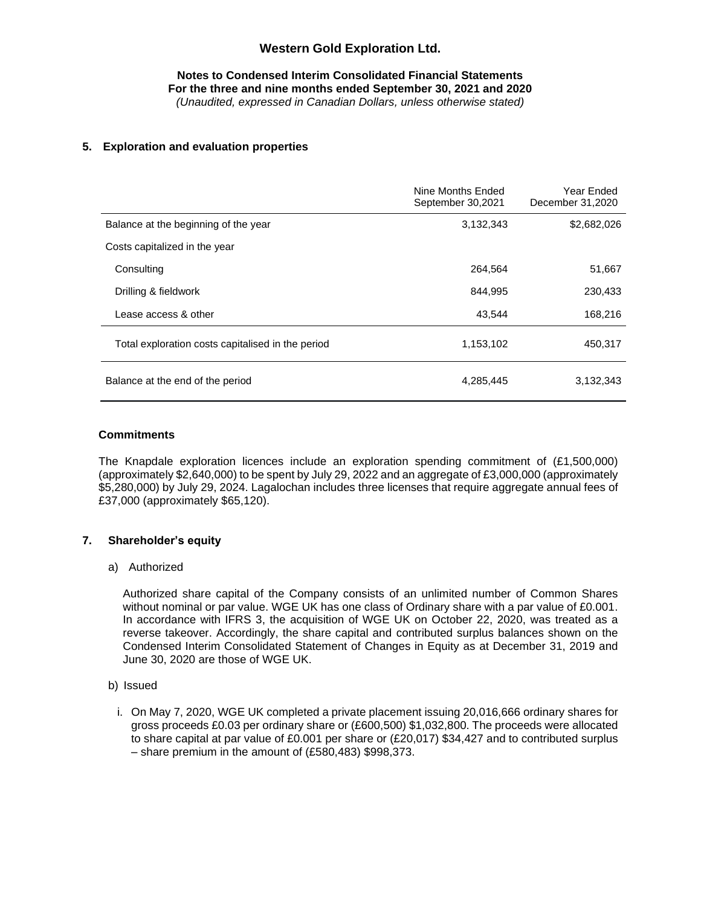# Western Gold Exploration Ltd.

**Notes to Condensed Interim Consolidated Financial Statements**
**For the three and nine months ended September 30, 2021 and 2020**
*(Unaudited, expressed in Canadian Dollars, unless otherwise stated)*

## 5. Exploration and evaluation properties

| | Nine Months Ended September 30,2021 | Year Ended December 31,2020 |
|---|---|---|
| Balance at the beginning of the year | 3,132,343 | $2,682,026 |
| Costs capitalized in the year | | |
| Consulting | 264,564 | 51,667 |
| Drilling & fieldwork | 844,995 | 230,433 |
| Lease access & other | 43,544 | 168,216 |
| Total exploration costs capitalised in the period | 1,153,102 | 450,317 |
| Balance at the end of the period | 4,285,445 | 3,132,343 |

### Commitments

The Knapdale exploration licences include an exploration spending commitment of (£1,500,000) (approximately $2,640,000) to be spent by July 29, 2022 and an aggregate of £3,000,000 (approximately $5,280,000) by July 29, 2024. Lagalochan includes three licenses that require aggregate annual fees of £37,000 (approximately $65,120).

## 7. Shareholder's equity

a) Authorized

Authorized share capital of the Company consists of an unlimited number of Common Shares without nominal or par value. WGE UK has one class of Ordinary share with a par value of £0.001. In accordance with IFRS 3, the acquisition of WGE UK on October 22, 2020, was treated as a reverse takeover. Accordingly, the share capital and contributed surplus balances shown on the Condensed Interim Consolidated Statement of Changes in Equity as at December 31, 2019 and June 30, 2020 are those of WGE UK.

b) Issued

i. On May 7, 2020, WGE UK completed a private placement issuing 20,016,666 ordinary shares for gross proceeds £0.03 per ordinary share or (£600,500) $1,032,800. The proceeds were allocated to share capital at par value of £0.001 per share or (£20,017) $34,427 and to contributed surplus – share premium in the amount of (£580,483) $998,373.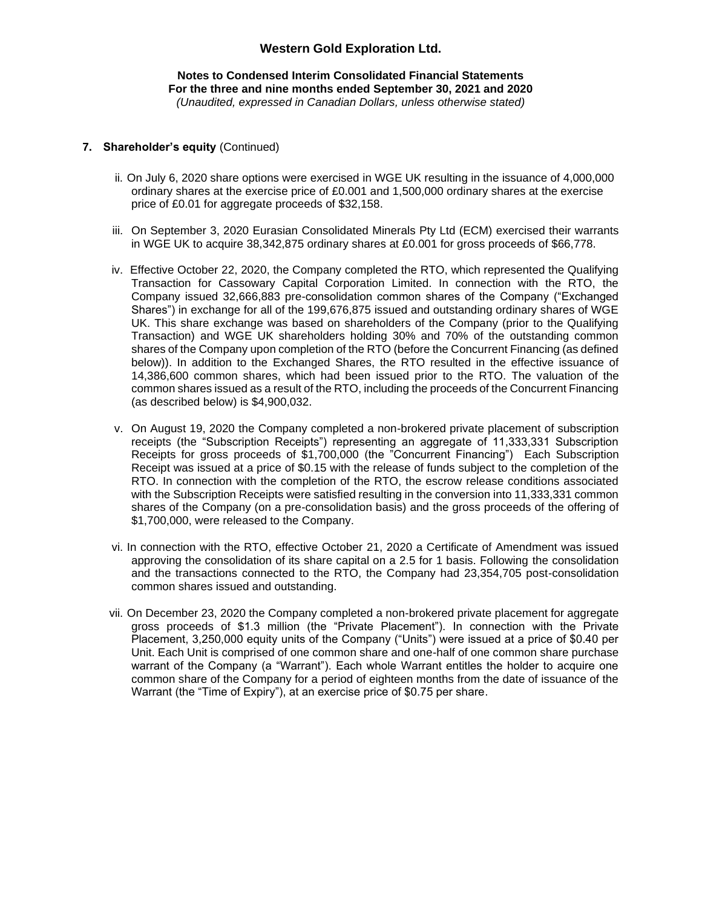## 7. Shareholder's equity (Continued)

ii. On July 6, 2020 share options were exercised in WGE UK resulting in the issuance of 4,000,000 ordinary shares at the exercise price of £0.001 and 1,500,000 ordinary shares at the exercise price of £0.01 for aggregate proceeds of $32,158.

iii. On September 3, 2020 Eurasian Consolidated Minerals Pty Ltd (ECM) exercised their warrants in WGE UK to acquire 38,342,875 ordinary shares at £0.001 for gross proceeds of $66,778.

iv. Effective October 22, 2020, the Company completed the RTO, which represented the Qualifying Transaction for Cassowary Capital Corporation Limited. In connection with the RTO, the Company issued 32,666,883 pre-consolidation common shares of the Company ("Exchanged Shares") in exchange for all of the 199,676,875 issued and outstanding ordinary shares of WGE UK. This share exchange was based on shareholders of the Company (prior to the Qualifying Transaction) and WGE UK shareholders holding 30% and 70% of the outstanding common shares of the Company upon completion of the RTO (before the Concurrent Financing (as defined below)). In addition to the Exchanged Shares, the RTO resulted in the effective issuance of 14,386,600 common shares, which had been issued prior to the RTO. The valuation of the common shares issued as a result of the RTO, including the proceeds of the Concurrent Financing (as described below) is $4,900,032.

v. On August 19, 2020 the Company completed a non-brokered private placement of subscription receipts (the "Subscription Receipts") representing an aggregate of 11,333,331 Subscription Receipts for gross proceeds of $1,700,000 (the "Concurrent Financing") Each Subscription Receipt was issued at a price of $0.15 with the release of funds subject to the completion of the RTO. In connection with the completion of the RTO, the escrow release conditions associated with the Subscription Receipts were satisfied resulting in the conversion into 11,333,331 common shares of the Company (on a pre-consolidation basis) and the gross proceeds of the offering of $1,700,000, were released to the Company.

vi. In connection with the RTO, effective October 21, 2020 a Certificate of Amendment was issued approving the consolidation of its share capital on a 2.5 for 1 basis. Following the consolidation and the transactions connected to the RTO, the Company had 23,354,705 post-consolidation common shares issued and outstanding.

vii. On December 23, 2020 the Company completed a non-brokered private placement for aggregate gross proceeds of $1.3 million (the "Private Placement"). In connection with the Private Placement, 3,250,000 equity units of the Company ("Units") were issued at a price of $0.40 per Unit. Each Unit is comprised of one common share and one-half of one common share purchase warrant of the Company (a "Warrant"). Each whole Warrant entitles the holder to acquire one common share of the Company for a period of eighteen months from the date of issuance of the Warrant (the "Time of Expiry"), at an exercise price of $0.75 per share.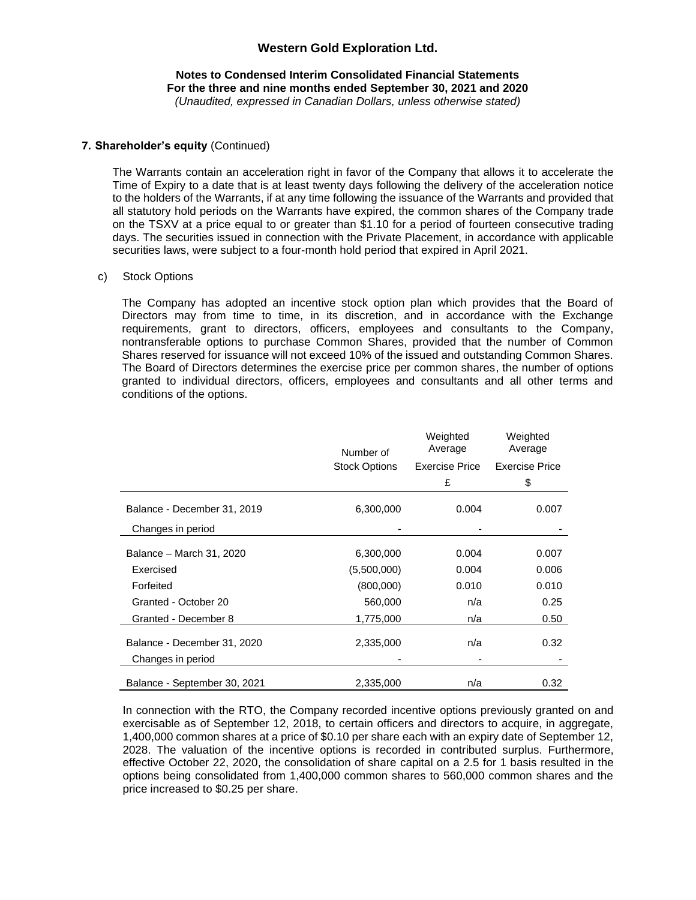**7. Shareholder's equity** (Continued)

The Warrants contain an acceleration right in favor of the Company that allows it to accelerate the Time of Expiry to a date that is at least twenty days following the delivery of the acceleration notice to the holders of the Warrants, if at any time following the issuance of the Warrants and provided that all statutory hold periods on the Warrants have expired, the common shares of the Company trade on the TSXV at a price equal to or greater than $1.10 for a period of fourteen consecutive trading days. The securities issued in connection with the Private Placement, in accordance with applicable securities laws, were subject to a four-month hold period that expired in April 2021.

c) Stock Options

The Company has adopted an incentive stock option plan which provides that the Board of Directors may from time to time, in its discretion, and in accordance with the Exchange requirements, grant to directors, officers, employees and consultants to the Company, nontransferable options to purchase Common Shares, provided that the number of Common Shares reserved for issuance will not exceed 10% of the issued and outstanding Common Shares. The Board of Directors determines the exercise price per common shares, the number of options granted to individual directors, officers, employees and consultants and all other terms and conditions of the options.

| | Number of Stock Options | Weighted Average Exercise Price £ | Weighted Average Exercise Price $ |
|---|---|---|---|
| Balance - December 31, 2019 | 6,300,000 | 0.004 | 0.007 |
| Changes in period | - | - | - |
| Balance – March 31, 2020 | 6,300,000 | 0.004 | 0.007 |
| Exercised | (5,500,000) | 0.004 | 0.006 |
| Forfeited | (800,000) | 0.010 | 0.010 |
| Granted - October 20 | 560,000 | n/a | 0.25 |
| Granted - December 8 | 1,775,000 | n/a | 0.50 |
| Balance - December 31, 2020 | 2,335,000 | n/a | 0.32 |
| Changes in period | - | - | - |
| Balance - September 30, 2021 | 2,335,000 | n/a | 0.32 |

In connection with the RTO, the Company recorded incentive options previously granted on and exercisable as of September 12, 2018, to certain officers and directors to acquire, in aggregate, 1,400,000 common shares at a price of $0.10 per share each with an expiry date of September 12, 2028. The valuation of the incentive options is recorded in contributed surplus. Furthermore, effective October 22, 2020, the consolidation of share capital on a 2.5 for 1 basis resulted in the options being consolidated from 1,400,000 common shares to 560,000 common shares and the price increased to $0.25 per share.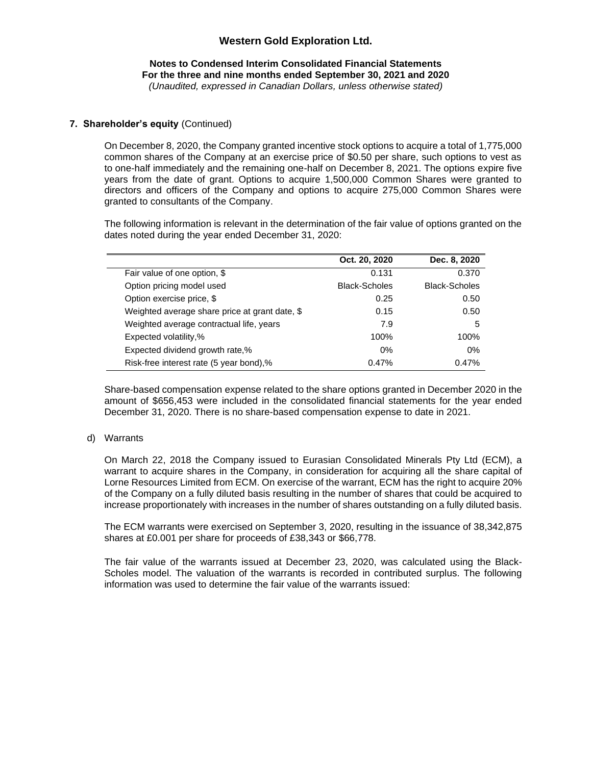### 7. Shareholder's equity (Continued)

On December 8, 2020, the Company granted incentive stock options to acquire a total of 1,775,000 common shares of the Company at an exercise price of $0.50 per share, such options to vest as to one-half immediately and the remaining one-half on December 8, 2021. The options expire five years from the date of grant. Options to acquire 1,500,000 Common Shares were granted to directors and officers of the Company and options to acquire 275,000 Common Shares were granted to consultants of the Company.

The following information is relevant in the determination of the fair value of options granted on the dates noted during the year ended December 31, 2020:

| | Oct. 20, 2020 | Dec. 8, 2020 |
|---|---|---|
| Fair value of one option, $ | 0.131 | 0.370 |
| Option pricing model used | Black-Scholes | Black-Scholes |
| Option exercise price, $ | 0.25 | 0.50 |
| Weighted average share price at grant date, $ | 0.15 | 0.50 |
| Weighted average contractual life, years | 7.9 | 5 |
| Expected volatility,% | 100% | 100% |
| Expected dividend growth rate,% | 0% | 0% |
| Risk-free interest rate (5 year bond),% | 0.47% | 0.47% |

Share-based compensation expense related to the share options granted in December 2020 in the amount of $656,453 were included in the consolidated financial statements for the year ended December 31, 2020. There is no share-based compensation expense to date in 2021.

d) Warrants

On March 22, 2018 the Company issued to Eurasian Consolidated Minerals Pty Ltd (ECM), a warrant to acquire shares in the Company, in consideration for acquiring all the share capital of Lorne Resources Limited from ECM. On exercise of the warrant, ECM has the right to acquire 20% of the Company on a fully diluted basis resulting in the number of shares that could be acquired to increase proportionately with increases in the number of shares outstanding on a fully diluted basis.

The ECM warrants were exercised on September 3, 2020, resulting in the issuance of 38,342,875 shares at £0.001 per share for proceeds of £38,343 or $66,778.

The fair value of the warrants issued at December 23, 2020, was calculated using the Black-Scholes model. The valuation of the warrants is recorded in contributed surplus. The following information was used to determine the fair value of the warrants issued: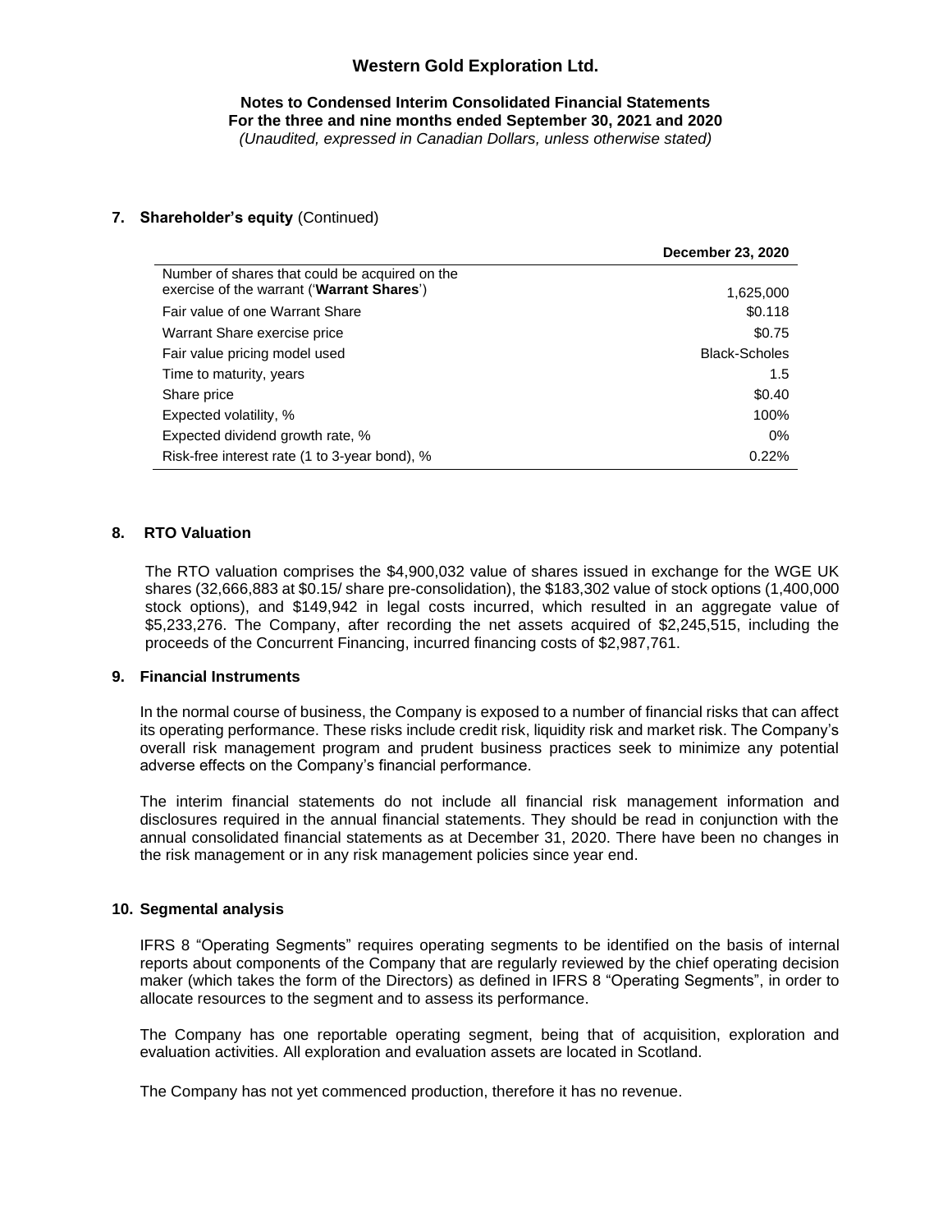## 7. Shareholder's equity (Continued)

| | December 23, 2020 |
|---|---|
| Number of shares that could be acquired on the exercise of the warrant ('**Warrant Shares**') | 1,625,000 |
| Fair value of one Warrant Share | $0.118 |
| Warrant Share exercise price | $0.75 |
| Fair value pricing model used | Black-Scholes |
| Time to maturity, years | 1.5 |
| Share price | $0.40 |
| Expected volatility, % | 100% |
| Expected dividend growth rate, % | 0% |
| Risk-free interest rate (1 to 3-year bond), % | 0.22% |

## 8. RTO Valuation

The RTO valuation comprises the $4,900,032 value of shares issued in exchange for the WGE UK shares (32,666,883 at $0.15/ share pre-consolidation), the $183,302 value of stock options (1,400,000 stock options), and $149,942 in legal costs incurred, which resulted in an aggregate value of $5,233,276. The Company, after recording the net assets acquired of $2,245,515, including the proceeds of the Concurrent Financing, incurred financing costs of $2,987,761.

## 9. Financial Instruments

In the normal course of business, the Company is exposed to a number of financial risks that can affect its operating performance. These risks include credit risk, liquidity risk and market risk. The Company's overall risk management program and prudent business practices seek to minimize any potential adverse effects on the Company's financial performance.

The interim financial statements do not include all financial risk management information and disclosures required in the annual financial statements. They should be read in conjunction with the annual consolidated financial statements as at December 31, 2020. There have been no changes in the risk management or in any risk management policies since year end.

## 10. Segmental analysis

IFRS 8 "Operating Segments" requires operating segments to be identified on the basis of internal reports about components of the Company that are regularly reviewed by the chief operating decision maker (which takes the form of the Directors) as defined in IFRS 8 "Operating Segments", in order to allocate resources to the segment and to assess its performance.

The Company has one reportable operating segment, being that of acquisition, exploration and evaluation activities. All exploration and evaluation assets are located in Scotland.

The Company has not yet commenced production, therefore it has no revenue.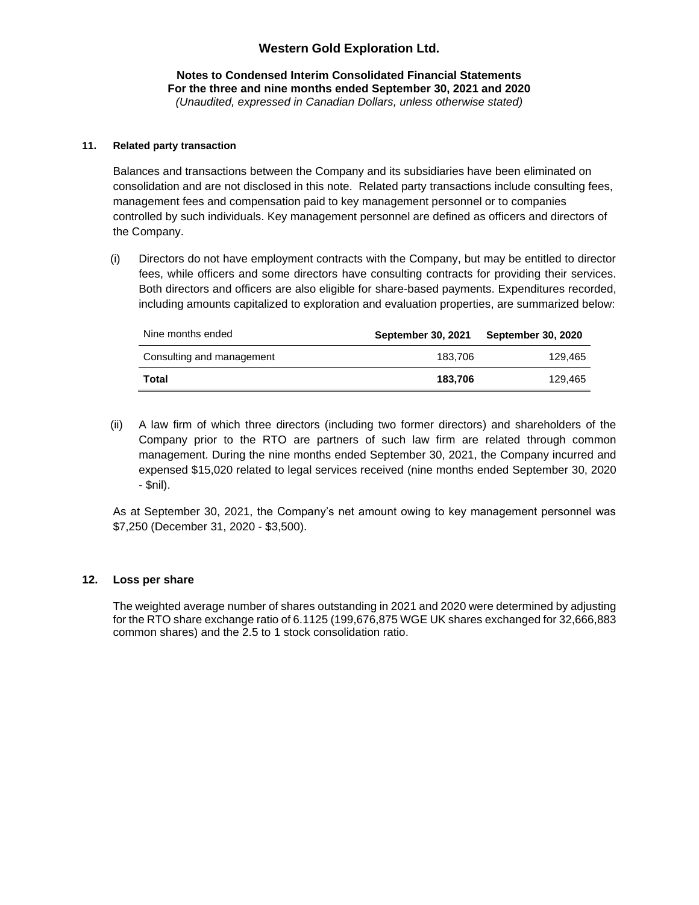### 11. Related party transaction

Balances and transactions between the Company and its subsidiaries have been eliminated on consolidation and are not disclosed in this note. Related party transactions include consulting fees, management fees and compensation paid to key management personnel or to companies controlled by such individuals. Key management personnel are defined as officers and directors of the Company.

(i) Directors do not have employment contracts with the Company, but may be entitled to director fees, while officers and some directors have consulting contracts for providing their services. Both directors and officers are also eligible for share-based payments. Expenditures recorded, including amounts capitalized to exploration and evaluation properties, are summarized below:

| Nine months ended | September 30, 2021 | September 30, 2020 |
|---|---|---|
| Consulting and management | 183,706 | 129,465 |
| **Total** | **183,706** | 129,465 |

(ii) A law firm of which three directors (including two former directors) and shareholders of the Company prior to the RTO are partners of such law firm are related through common management. During the nine months ended September 30, 2021, the Company incurred and expensed $15,020 related to legal services received (nine months ended September 30, 2020 - $nil).

As at September 30, 2021, the Company's net amount owing to key management personnel was $7,250 (December 31, 2020 - $3,500).

### 12. Loss per share

The weighted average number of shares outstanding in 2021 and 2020 were determined by adjusting for the RTO share exchange ratio of 6.1125 (199,676,875 WGE UK shares exchanged for 32,666,883 common shares) and the 2.5 to 1 stock consolidation ratio.